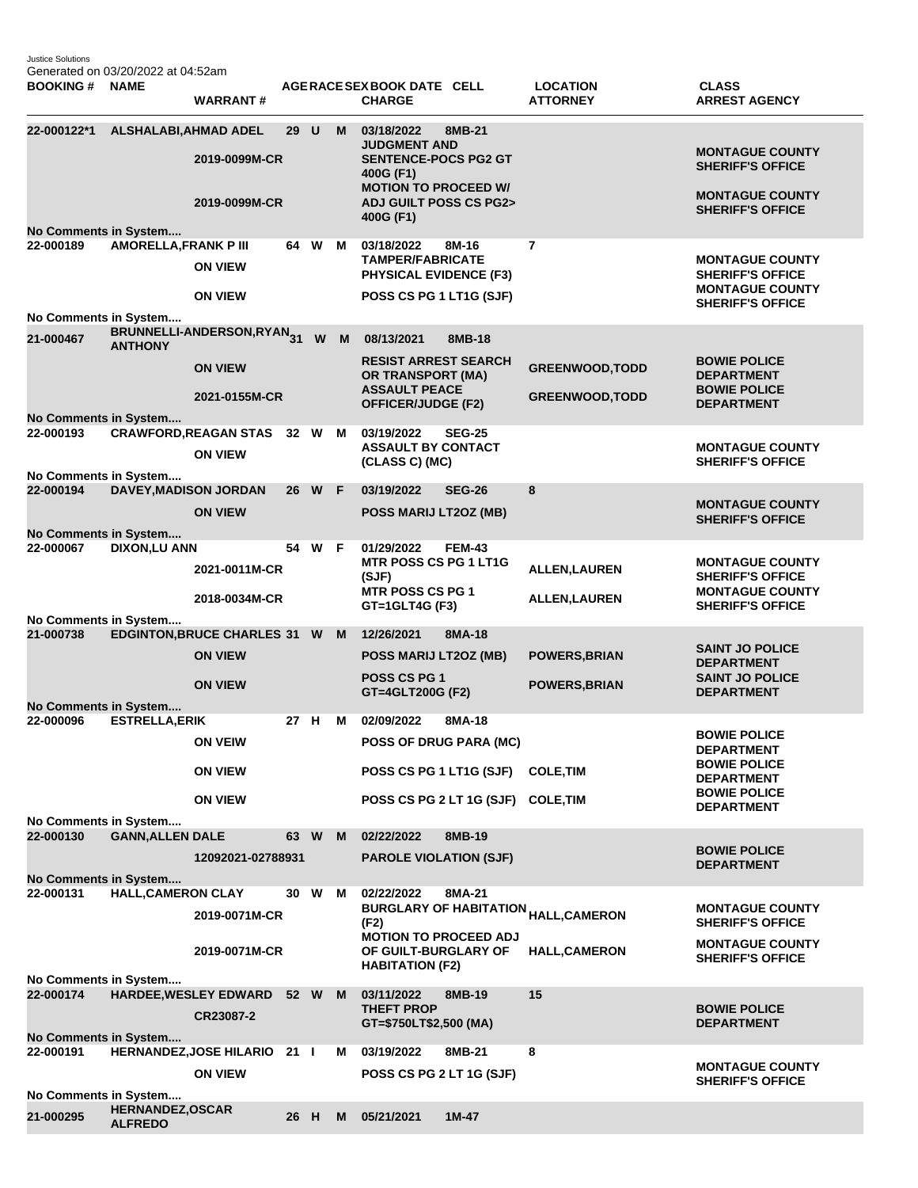Justice Solutions
Generated on 03/20/2022 at 04:52am

| BOOKING # | NAME | WARRANT # | AGE | RACE | SEX | BOOK DATE | CELL | CHARGE | LOCATION | ATTORNEY | CLASS | ARREST AGENCY |
|---|---|---|---|---|---|---|---|---|---|---|---|---|
| 22-000122*1 | ALSHALABI,AHMAD ADEL | | 29 | U | M | 03/18/2022 | 8MB-21 | | | | | |
| | | 2019-0099M-CR | | | | | | JUDGMENT AND SENTENCE-POCS PG2 GT 400G (F1) | | | | MONTAGUE COUNTY SHERIFF'S OFFICE |
| | | 2019-0099M-CR | | | | | | MOTION TO PROCEED W/ ADJ GUILT POSS CS PG2> 400G (F1) | | | | MONTAGUE COUNTY SHERIFF'S OFFICE |
| No Comments in System.... | | | | | | | | | | | | |
| 22-000189 | AMORELLA,FRANK P III | | 64 | W | M | 03/18/2022 | 8M-16 | | 7 | | | |
| | | ON VIEW | | | | | | TAMPER/FABRICATE PHYSICAL EVIDENCE (F3) | | | | MONTAGUE COUNTY SHERIFF'S OFFICE |
| | | ON VIEW | | | | | | POSS CS PG 1 LT1G (SJF) | | | | MONTAGUE COUNTY SHERIFF'S OFFICE |
| No Comments in System.... | | | | | | | | | | | | |
| 21-000467 | BRUNNELLI-ANDERSON,RYAN ANTHONY | | 31 | W | M | 08/13/2021 | 8MB-18 | | | | | |
| | | ON VIEW | | | | | | RESIST ARREST SEARCH OR TRANSPORT (MA) | | GREENWOOD,TODD | | BOWIE POLICE DEPARTMENT |
| | | 2021-0155M-CR | | | | | | ASSAULT PEACE OFFICER/JUDGE (F2) | | GREENWOOD,TODD | | BOWIE POLICE DEPARTMENT |
| No Comments in System.... | | | | | | | | | | | | |
| 22-000193 | CRAWFORD,REAGAN STAS | | 32 | W | M | 03/19/2022 | SEG-25 | | | | | |
| | | ON VIEW | | | | | | ASSAULT BY CONTACT (CLASS C) (MC) | | | | MONTAGUE COUNTY SHERIFF'S OFFICE |
| No Comments in System.... | | | | | | | | | | | | |
| 22-000194 | DAVEY,MADISON JORDAN | | 26 | W | F | 03/19/2022 | SEG-26 | | 8 | | | |
| | | ON VIEW | | | | | | POSS MARIJ LT2OZ (MB) | | | | MONTAGUE COUNTY SHERIFF'S OFFICE |
| No Comments in System.... | | | | | | | | | | | | |
| 22-000067 | DIXON,LU ANN | | 54 | W | F | 01/29/2022 | FEM-43 | | | | | |
| | | 2021-0011M-CR | | | | | | MTR POSS CS PG 1 LT1G (SJF) | | ALLEN,LAUREN | | MONTAGUE COUNTY SHERIFF'S OFFICE |
| | | 2018-0034M-CR | | | | | | MTR POSS CS PG 1 GT=1GLT4G (F3) | | ALLEN,LAUREN | | MONTAGUE COUNTY SHERIFF'S OFFICE |
| No Comments in System.... | | | | | | | | | | | | |
| 21-000738 | EDGINTON,BRUCE CHARLES | | 31 | W | M | 12/26/2021 | 8MA-18 | | | | | |
| | | ON VIEW | | | | | | POSS MARIJ LT2OZ (MB) | | POWERS,BRIAN | | SAINT JO POLICE DEPARTMENT |
| | | ON VIEW | | | | | | POSS CS PG 1 GT=4GLT200G (F2) | | POWERS,BRIAN | | SAINT JO POLICE DEPARTMENT |
| No Comments in System.... | | | | | | | | | | | | |
| 22-000096 | ESTRELLA,ERIK | | 27 | H | M | 02/09/2022 | 8MA-18 | | | | | |
| | | ON VEIW | | | | | | POSS OF DRUG PARA (MC) | | | | BOWIE POLICE DEPARTMENT |
| | | ON VIEW | | | | | | POSS CS PG 1 LT1G (SJF) | | COLE,TIM | | BOWIE POLICE DEPARTMENT |
| | | ON VIEW | | | | | | POSS CS PG 2 LT 1G (SJF) | | COLE,TIM | | BOWIE POLICE DEPARTMENT |
| No Comments in System.... | | | | | | | | | | | | |
| 22-000130 | GANN,ALLEN DALE | | 63 | W | M | 02/22/2022 | 8MB-19 | | | | | |
| | | 12092021-02788931 | | | | | | PAROLE VIOLATION (SJF) | | | | BOWIE POLICE DEPARTMENT |
| No Comments in System.... | | | | | | | | | | | | |
| 22-000131 | HALL,CAMERON CLAY | | 30 | W | M | 02/22/2022 | 8MA-21 | | | | | |
| | | 2019-0071M-CR | | | | | | BURGLARY OF HABITATION (F2) | | HALL,CAMERON | | MONTAGUE COUNTY SHERIFF'S OFFICE |
| | | 2019-0071M-CR | | | | | | MOTION TO PROCEED ADJ OF GUILT-BURGLARY OF HABITATION (F2) | | HALL,CAMERON | | MONTAGUE COUNTY SHERIFF'S OFFICE |
| No Comments in System.... | | | | | | | | | | | | |
| 22-000174 | HARDEE,WESLEY EDWARD | | 52 | W | M | 03/11/2022 | 8MB-19 | | 15 | | | |
| | | CR23087-2 | | | | | | THEFT PROP GT=$750LT$2,500 (MA) | | | | BOWIE POLICE DEPARTMENT |
| No Comments in System.... | | | | | | | | | | | | |
| 22-000191 | HERNANDEZ,JOSE HILARIO | | 21 | I | M | 03/19/2022 | 8MB-21 | | 8 | | | |
| | | ON VIEW | | | | | | POSS CS PG 2 LT 1G (SJF) | | | | MONTAGUE COUNTY SHERIFF'S OFFICE |
| No Comments in System.... | | | | | | | | | | | | |
| 21-000295 | HERNANDEZ,OSCAR ALFREDO | | 26 | H | M | 05/21/2021 | 1M-47 | | | | | |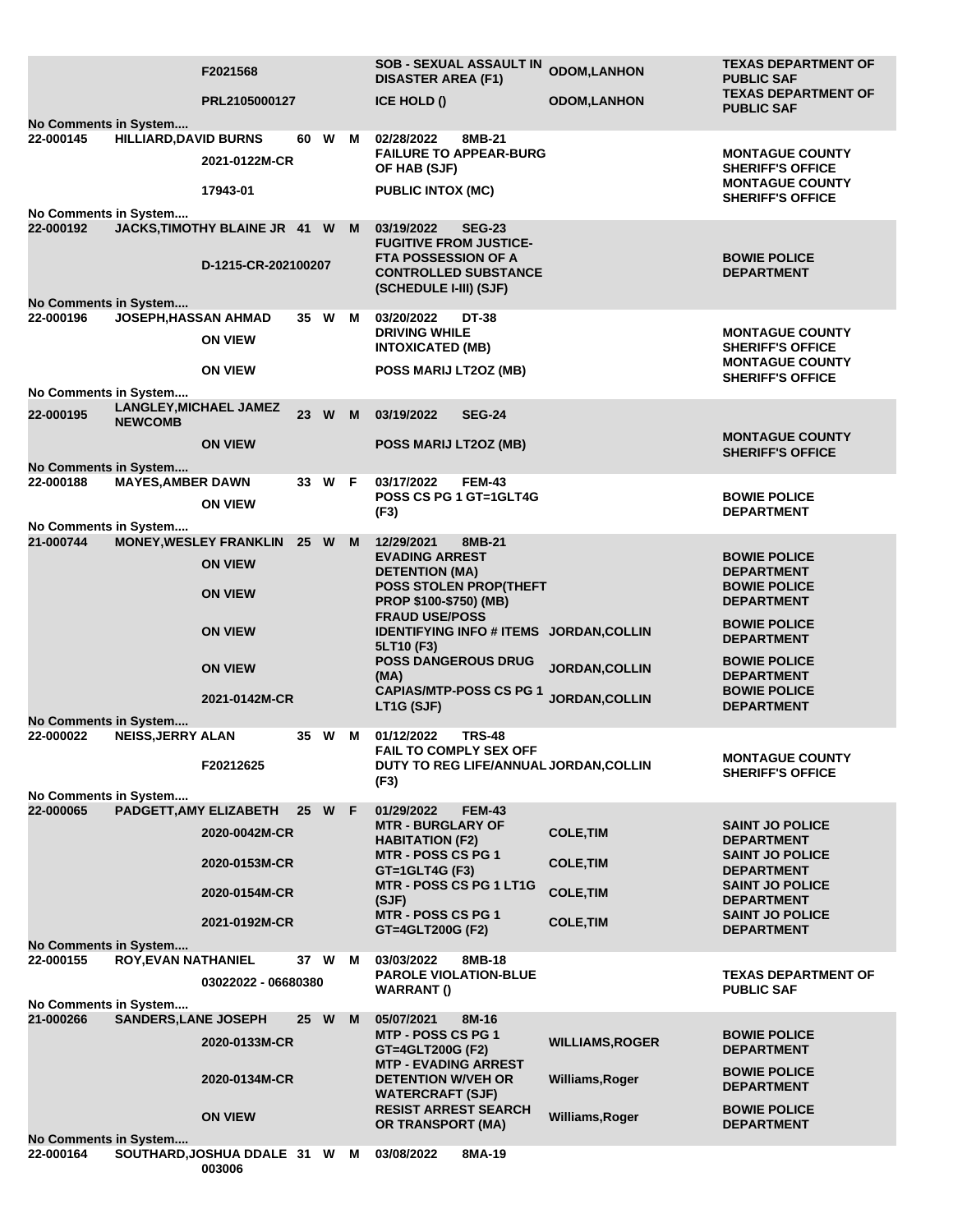| | | | | | | | | |
|---|---|---|---|---|---|---|---|---|
| | | F2021568 | | | | SOB - SEXUAL ASSAULT IN DISASTER AREA (F1) | ODOM,LANHON | TEXAS DEPARTMENT OF PUBLIC SAF |
| | | PRL2105000127 | | | | ICE HOLD () | ODOM,LANHON | TEXAS DEPARTMENT OF PUBLIC SAF |
| No Comments in System.... | | | | | | | | |
| 22-000145 | HILLIARD,DAVID BURNS | | 60 | W | M | 02/28/2022 8MB-21 | | |
| | | 2021-0122M-CR | | | | FAILURE TO APPEAR-BURG OF HAB (SJF) | | MONTAGUE COUNTY SHERIFF'S OFFICE |
| | | 17943-01 | | | | PUBLIC INTOX (MC) | | MONTAGUE COUNTY SHERIFF'S OFFICE |
| No Comments in System.... | | | | | | | | |
| 22-000192 | JACKS,TIMOTHY BLAINE JR | | 41 | W | M | 03/19/2022 SEG-23 | | |
| | | D-1215-CR-202100207 | | | | FUGITIVE FROM JUSTICE-FTA POSSESSION OF A CONTROLLED SUBSTANCE (SCHEDULE I-III) (SJF) | | BOWIE POLICE DEPARTMENT |
| No Comments in System.... | | | | | | | | |
| 22-000196 | JOSEPH,HASSAN AHMAD | | 35 | W | M | 03/20/2022 DT-38 | | |
| | | ON VIEW | | | | DRIVING WHILE INTOXICATED (MB) | | MONTAGUE COUNTY SHERIFF'S OFFICE |
| | | ON VIEW | | | | POSS MARIJ LT2OZ (MB) | | MONTAGUE COUNTY SHERIFF'S OFFICE |
| No Comments in System.... | | | | | | | | |
| 22-000195 | LANGLEY,MICHAEL JAMEZ NEWCOMB | | 23 | W | M | 03/19/2022 SEG-24 | | |
| | | ON VIEW | | | | POSS MARIJ LT2OZ (MB) | | MONTAGUE COUNTY SHERIFF'S OFFICE |
| No Comments in System.... | | | | | | | | |
| 22-000188 | MAYES,AMBER DAWN | | 33 | W | F | 03/17/2022 FEM-43 | | |
| | | ON VIEW | | | | POSS CS PG 1 GT=1GLT4G (F3) | | BOWIE POLICE DEPARTMENT |
| No Comments in System.... | | | | | | | | |
| 21-000744 | MONEY,WESLEY FRANKLIN | | 25 | W | M | 12/29/2021 8MB-21 | | |
| | | ON VIEW | | | | EVADING ARREST DETENTION (MA) | | BOWIE POLICE DEPARTMENT |
| | | ON VIEW | | | | POSS STOLEN PROP(THEFT PROP $100-$750) (MB) | | BOWIE POLICE DEPARTMENT |
| | | ON VIEW | | | | FRAUD USE/POSS IDENTIFYING INFO # ITEMS 5LT10 (F3) | JORDAN,COLLIN | BOWIE POLICE DEPARTMENT |
| | | ON VIEW | | | | POSS DANGEROUS DRUG (MA) | JORDAN,COLLIN | BOWIE POLICE DEPARTMENT |
| | | 2021-0142M-CR | | | | CAPIAS/MTP-POSS CS PG 1 LT1G (SJF) | JORDAN,COLLIN | BOWIE POLICE DEPARTMENT |
| No Comments in System.... | | | | | | | | |
| 22-000022 | NEISS,JERRY ALAN | | 35 | W | M | 01/12/2022 TRS-48 | | |
| | | F20212625 | | | | FAIL TO COMPLY SEX OFF DUTY TO REG LIFE/ANNUAL (F3) | JORDAN,COLLIN | MONTAGUE COUNTY SHERIFF'S OFFICE |
| No Comments in System.... | | | | | | | | |
| 22-000065 | PADGETT,AMY ELIZABETH | | 25 | W | F | 01/29/2022 FEM-43 | | |
| | | 2020-0042M-CR | | | | MTR - BURGLARY OF HABITATION (F2) | COLE,TIM | SAINT JO POLICE DEPARTMENT |
| | | 2020-0153M-CR | | | | MTR - POSS CS PG 1 GT=1GLT4G (F3) | COLE,TIM | SAINT JO POLICE DEPARTMENT |
| | | 2020-0154M-CR | | | | MTR - POSS CS PG 1 LT1G (SJF) | COLE,TIM | SAINT JO POLICE DEPARTMENT |
| | | 2021-0192M-CR | | | | MTR - POSS CS PG 1 GT=4GLT200G (F2) | COLE,TIM | SAINT JO POLICE DEPARTMENT |
| No Comments in System.... | | | | | | | | |
| 22-000155 | ROY,EVAN NATHANIEL | | 37 | W | M | 03/03/2022 8MB-18 | | |
| | | 03022022 - 06680380 | | | | PAROLE VIOLATION-BLUE WARRANT () | | TEXAS DEPARTMENT OF PUBLIC SAF |
| No Comments in System.... | | | | | | | | |
| 21-000266 | SANDERS,LANE JOSEPH | | 25 | W | M | 05/07/2021 8M-16 | | |
| | | 2020-0133M-CR | | | | MTP - POSS CS PG 1 GT=4GLT200G (F2) | WILLIAMS,ROGER | BOWIE POLICE DEPARTMENT |
| | | 2020-0134M-CR | | | | MTP - EVADING ARREST DETENTION W/VEH OR WATERCRAFT (SJF) | Williams,Roger | BOWIE POLICE DEPARTMENT |
| | | ON VIEW | | | | RESIST ARREST SEARCH OR TRANSPORT (MA) | Williams,Roger | BOWIE POLICE DEPARTMENT |
| No Comments in System.... | | | | | | | | |
| 22-000164 | SOUTHARD,JOSHUA DDALE 003006 | | 31 | W | M | 03/08/2022 8MA-19 | | |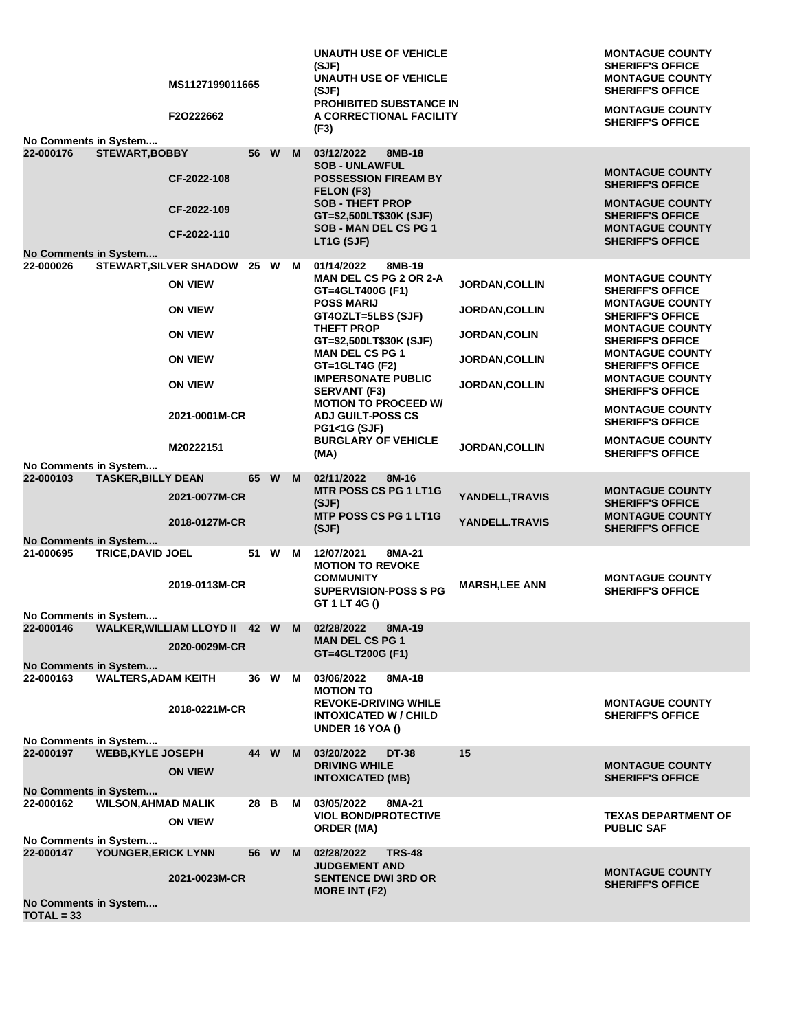| | | | | | | | | |
|---|---|---|---|---|---|---|---|---|
| | | MS1127199011665 | | | | UNAUTH USE OF VEHICLE (SJF) | | MONTAGUE COUNTY SHERIFF'S OFFICE |
| | | | | | | UNAUTH USE OF VEHICLE (SJF) | | MONTAGUE COUNTY SHERIFF'S OFFICE |
| | | F2O222662 | | | | PROHIBITED SUBSTANCE IN A CORRECTIONAL FACILITY (F3) | | MONTAGUE COUNTY SHERIFF'S OFFICE |
| No Comments in System.... | | | | | | | | |
| 22-000176 | STEWART,BOBBY | | 56 | W | M | 03/12/2022 8MB-18 | | |
| | | CF-2022-108 | | | | SOB - UNLAWFUL POSSESSION FIREAM BY FELON (F3) | | MONTAGUE COUNTY SHERIFF'S OFFICE |
| | | CF-2022-109 | | | | SOB - THEFT PROP GT=$2,500LT$30K (SJF) | | MONTAGUE COUNTY SHERIFF'S OFFICE |
| | | CF-2022-110 | | | | SOB - MAN DEL CS PG 1 LT1G (SJF) | | MONTAGUE COUNTY SHERIFF'S OFFICE |
| No Comments in System.... | | | | | | | | |
| 22-000026 | STEWART,SILVER SHADOW | | 25 | W | M | 01/14/2022 8MB-19 | | |
| | | ON VIEW | | | | MAN DEL CS PG 2 OR 2-A GT=4GLT400G (F1) | JORDAN,COLLIN | MONTAGUE COUNTY SHERIFF'S OFFICE |
| | | ON VIEW | | | | POSS MARIJ GT4OZLT=5LBS (SJF) | JORDAN,COLLIN | MONTAGUE COUNTY SHERIFF'S OFFICE |
| | | ON VIEW | | | | THEFT PROP GT=$2,500LT$30K (SJF) | JORDAN,COLIN | MONTAGUE COUNTY SHERIFF'S OFFICE |
| | | ON VIEW | | | | MAN DEL CS PG 1 GT=1GLT4G (F2) | JORDAN,COLLIN | MONTAGUE COUNTY SHERIFF'S OFFICE |
| | | ON VIEW | | | | IMPERSONATE PUBLIC SERVANT (F3) | JORDAN,COLLIN | MONTAGUE COUNTY SHERIFF'S OFFICE |
| | | 2021-0001M-CR | | | | MOTION TO PROCEED W/ ADJ GUILT-POSS CS PG1<1G (SJF) | | MONTAGUE COUNTY SHERIFF'S OFFICE |
| | | M20222151 | | | | BURGLARY OF VEHICLE (MA) | JORDAN,COLLIN | MONTAGUE COUNTY SHERIFF'S OFFICE |
| No Comments in System.... | | | | | | | | |
| 22-000103 | TASKER,BILLY DEAN | | 65 | W | M | 02/11/2022 8M-16 | | |
| | | 2021-0077M-CR | | | | MTR POSS CS PG 1 LT1G (SJF) | YANDELL,TRAVIS | MONTAGUE COUNTY SHERIFF'S OFFICE |
| | | 2018-0127M-CR | | | | MTP POSS CS PG 1 LT1G (SJF) | YANDELL.TRAVIS | MONTAGUE COUNTY SHERIFF'S OFFICE |
| No Comments in System.... | | | | | | | | |
| 21-000695 | TRICE,DAVID JOEL | | 51 | W | M | 12/07/2021 8MA-21 | | |
| | | 2019-0113M-CR | | | | MOTION TO REVOKE COMMUNITY SUPERVISION-POSS S PG GT 1 LT 4G () | MARSH,LEE ANN | MONTAGUE COUNTY SHERIFF'S OFFICE |
| No Comments in System.... | | | | | | | | |
| 22-000146 | WALKER,WILLIAM LLOYD II | | 42 | W | M | 02/28/2022 8MA-19 | | |
| | | 2020-0029M-CR | | | | MAN DEL CS PG 1 GT=4GLT200G (F1) | | |
| No Comments in System.... | | | | | | | | |
| 22-000163 | WALTERS,ADAM KEITH | | 36 | W | M | 03/06/2022 8MA-18 | | |
| | | 2018-0221M-CR | | | | MOTION TO REVOKE-DRIVING WHILE INTOXICATED W / CHILD UNDER 16 YOA () | | MONTAGUE COUNTY SHERIFF'S OFFICE |
| No Comments in System.... | | | | | | | | |
| 22-000197 | WEBB,KYLE JOSEPH | | 44 | W | M | 03/20/2022 DT-38 | 15 | |
| | | ON VIEW | | | | DRIVING WHILE INTOXICATED (MB) | | MONTAGUE COUNTY SHERIFF'S OFFICE |
| No Comments in System.... | | | | | | | | |
| 22-000162 | WILSON,AHMAD MALIK | | 28 | B | M | 03/05/2022 8MA-21 | | |
| | | ON VIEW | | | | VIOL BOND/PROTECTIVE ORDER (MA) | | TEXAS DEPARTMENT OF PUBLIC SAF |
| No Comments in System.... | | | | | | | | |
| 22-000147 | YOUNGER,ERICK LYNN | | 56 | W | M | 02/28/2022 TRS-48 | | |
| | | 2021-0023M-CR | | | | JUDGEMENT AND SENTENCE DWI 3RD OR MORE INT (F2) | | MONTAGUE COUNTY SHERIFF'S OFFICE |
| No Comments in System.... | | | | | | | | |
| TOTAL = 33 | | | | | | | | |